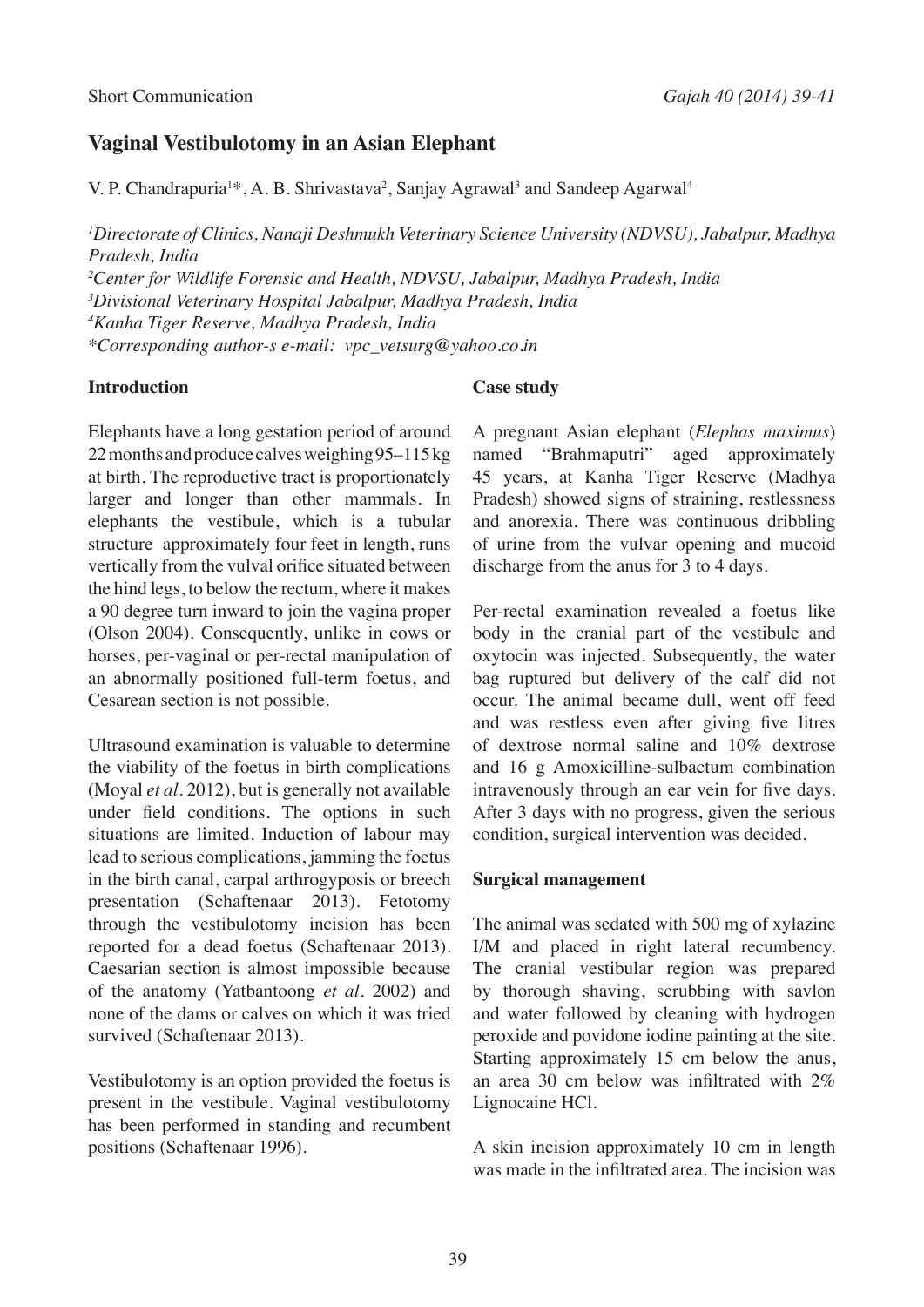Short Communication

# Vaginal Vestibulotomy in an Asian Elephant

V. P. Chandrapuria[1]*, A. B. Shrivastava[2], Sanjay Agrawal[3] and Sandeep Agarwal[4]

*[1]Directorate of Clinics, Nanaji Deshmukh Veterinary Science University (NDVSU), Jabalpur, Madhya Pradesh, India*
*[2]Center for Wildlife Forensic and Health, NDVSU, Jabalpur, Madhya Pradesh, India*
*[3]Divisional Veterinary Hospital Jabalpur, Madhya Pradesh, India*
*[4]Kanha Tiger Reserve, Madhya Pradesh, India*
*\*Corresponding author-s e-mail: vpc_vetsurg@yahoo.co.in*

## Introduction

Elephants have a long gestation period of around 22 months and produce calves weighing 95–115 kg at birth. The reproductive tract is proportionately larger and longer than other mammals. In elephants the vestibule, which is a tubular structure approximately four feet in length, runs vertically from the vulval orifice situated between the hind legs, to below the rectum, where it makes a 90 degree turn inward to join the vagina proper (Olson 2004). Consequently, unlike in cows or horses, per-vaginal or per-rectal manipulation of an abnormally positioned full-term foetus, and Cesarean section is not possible.

Ultrasound examination is valuable to determine the viability of the foetus in birth complications (Moyal *et al*. 2012), but is generally not available under field conditions. The options in such situations are limited. Induction of labour may lead to serious complications, jamming the foetus in the birth canal, carpal arthrogyposis or breech presentation (Schaftenaar 2013). Fetotomy through the vestibulotomy incision has been reported for a dead foetus (Schaftenaar 2013). Caesarian section is almost impossible because of the anatomy (Yatbantoong *et al*. 2002) and none of the dams or calves on which it was tried survived (Schaftenaar 2013).

Vestibulotomy is an option provided the foetus is present in the vestibule. Vaginal vestibulotomy has been performed in standing and recumbent positions (Schaftenaar 1996).

## Case study

A pregnant Asian elephant (*Elephas maximus*) named "Brahmaputri" aged approximately 45 years, at Kanha Tiger Reserve (Madhya Pradesh) showed signs of straining, restlessness and anorexia. There was continuous dribbling of urine from the vulvar opening and mucoid discharge from the anus for 3 to 4 days.

Per-rectal examination revealed a foetus like body in the cranial part of the vestibule and oxytocin was injected. Subsequently, the water bag ruptured but delivery of the calf did not occur. The animal became dull, went off feed and was restless even after giving five litres of dextrose normal saline and 10% dextrose and 16 g Amoxicilline-sulbactum combination intravenously through an ear vein for five days. After 3 days with no progress, given the serious condition, surgical intervention was decided.

## Surgical management

The animal was sedated with 500 mg of xylazine I/M and placed in right lateral recumbency. The cranial vestibular region was prepared by thorough shaving, scrubbing with savlon and water followed by cleaning with hydrogen peroxide and povidone iodine painting at the site. Starting approximately 15 cm below the anus, an area 30 cm below was infiltrated with 2% Lignocaine HCl.

A skin incision approximately 10 cm in length was made in the infiltrated area. The incision was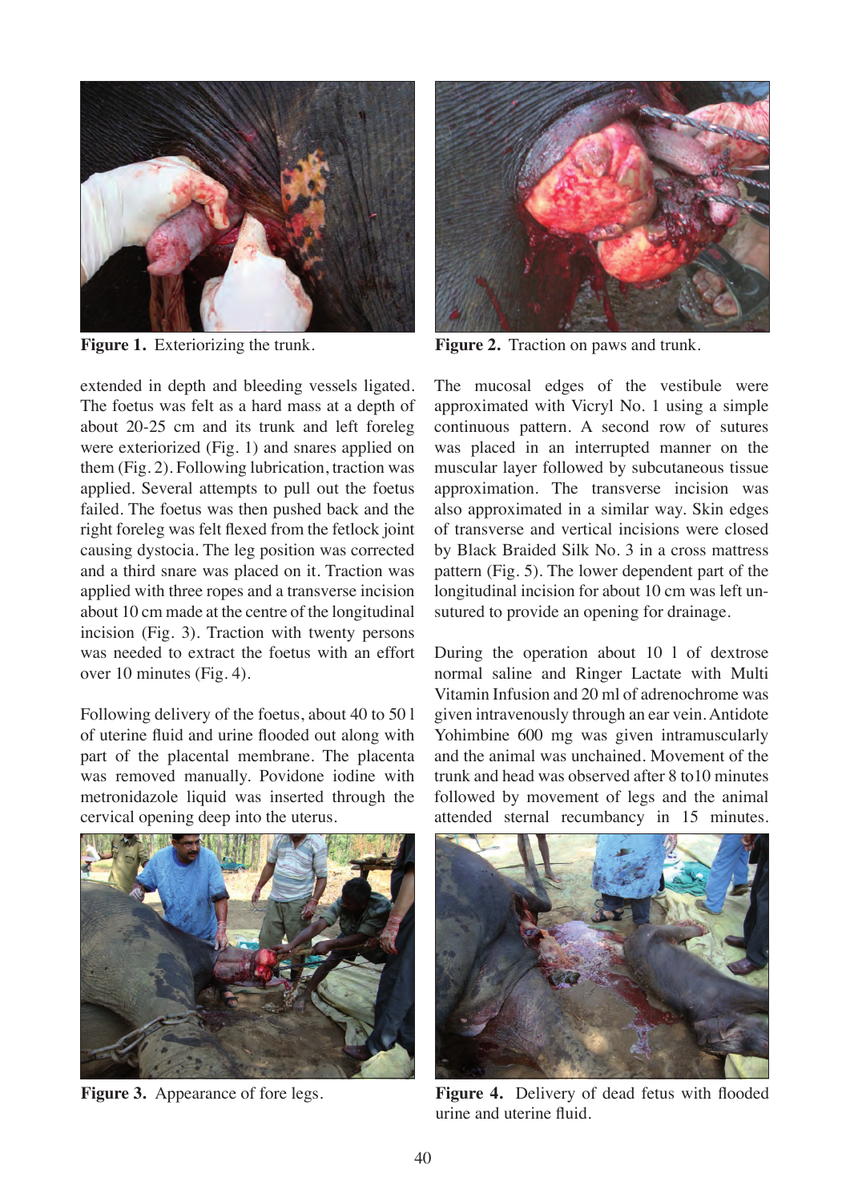Figure 1. Exteriorizing the trunk.

Figure 2. Traction on paws and trunk.

extended in depth and bleeding vessels ligated. The foetus was felt as a hard mass at a depth of about 20-25 cm and its trunk and left foreleg were exteriorized (Fig. 1) and snares applied on them (Fig. 2). Following lubrication, traction was applied. Several attempts to pull out the foetus failed. The foetus was then pushed back and the right foreleg was felt flexed from the fetlock joint causing dystocia. The leg position was corrected and a third snare was placed on it. Traction was applied with three ropes and a transverse incision about 10 cm made at the centre of the longitudinal incision (Fig. 3). Traction with twenty persons was needed to extract the foetus with an effort over 10 minutes (Fig. 4).

Following delivery of the foetus, about 40 to 50 l of uterine fluid and urine flooded out along with part of the placental membrane. The placenta was removed manually. Povidone iodine with metronidazole liquid was inserted through the cervical opening deep into the uterus.

The mucosal edges of the vestibule were approximated with Vicryl No. 1 using a simple continuous pattern. A second row of sutures was placed in an interrupted manner on the muscular layer followed by subcutaneous tissue approximation. The transverse incision was also approximated in a similar way. Skin edges of transverse and vertical incisions were closed by Black Braided Silk No. 3 in a cross mattress pattern (Fig. 5). The lower dependent part of the longitudinal incision for about 10 cm was left unsutured to provide an opening for drainage.

During the operation about 10 l of dextrose normal saline and Ringer Lactate with Multi Vitamin Infusion and 20 ml of adrenochrome was given intravenously through an ear vein. Antidote Yohimbine 600 mg was given intramuscularly and the animal was unchained. Movement of the trunk and head was observed after 8 to10 minutes followed by movement of legs and the animal attended sternal recumbancy in 15 minutes.

Figure 3. Appearance of fore legs.

Figure 4. Delivery of dead fetus with flooded urine and uterine fluid.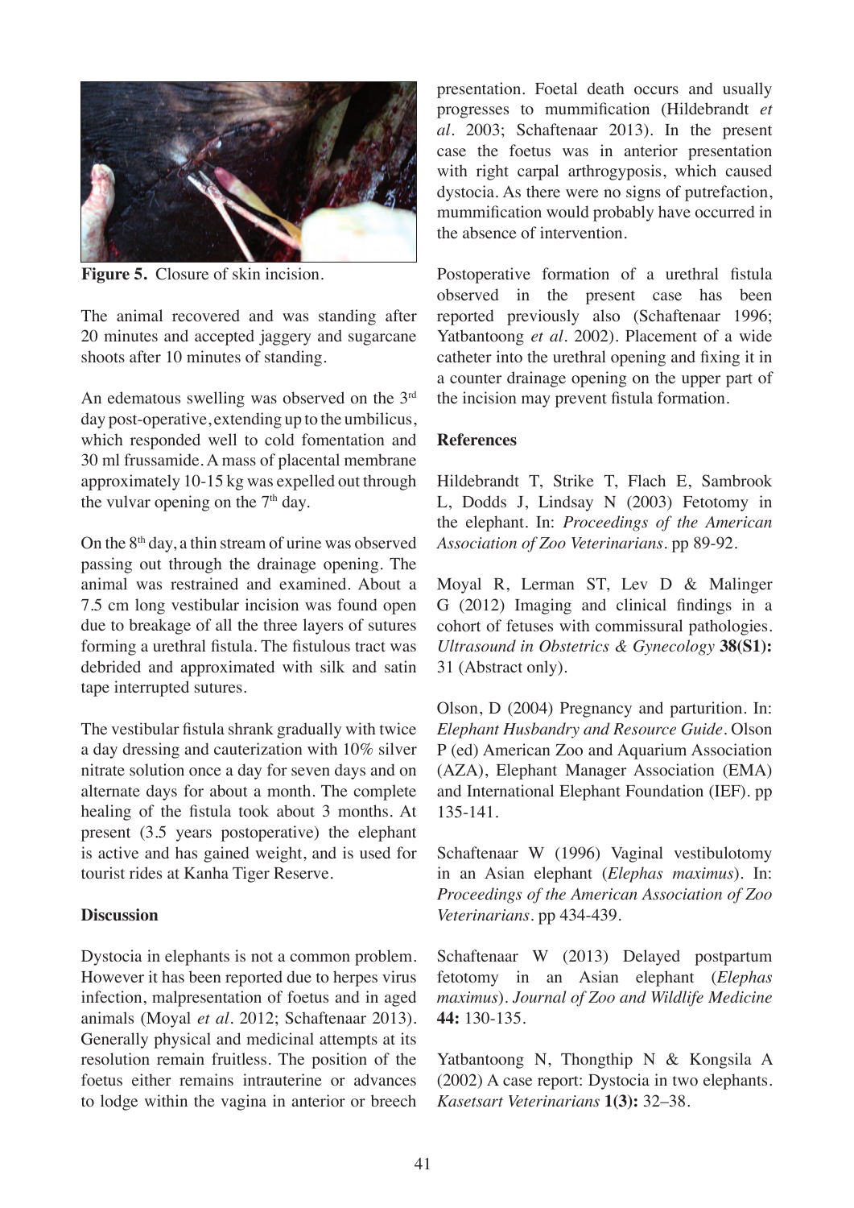Figure 5. Closure of skin incision.

The animal recovered and was standing after 20 minutes and accepted jaggery and sugarcane shoots after 10 minutes of standing.

An edematous swelling was observed on the 3rd day post-operative, extending up to the umbilicus, which responded well to cold fomentation and 30 ml frussamide. A mass of placental membrane approximately 10-15 kg was expelled out through the vulvar opening on the 7th day.

On the 8th day, a thin stream of urine was observed passing out through the drainage opening. The animal was restrained and examined. About a 7.5 cm long vestibular incision was found open due to breakage of all the three layers of sutures forming a urethral fistula. The fistulous tract was debrided and approximated with silk and satin tape interrupted sutures.

The vestibular fistula shrank gradually with twice a day dressing and cauterization with 10% silver nitrate solution once a day for seven days and on alternate days for about a month. The complete healing of the fistula took about 3 months. At present (3.5 years postoperative) the elephant is active and has gained weight, and is used for tourist rides at Kanha Tiger Reserve.

**Discussion**

Dystocia in elephants is not a common problem. However it has been reported due to herpes virus infection, malpresentation of foetus and in aged animals (Moyal *et al*. 2012; Schaftenaar 2013). Generally physical and medicinal attempts at its resolution remain fruitless. The position of the foetus either remains intrauterine or advances to lodge within the vagina in anterior or breech presentation. Foetal death occurs and usually progresses to mummification (Hildebrandt *et al*. 2003; Schaftenaar 2013). In the present case the foetus was in anterior presentation with right carpal arthrogyposis, which caused dystocia. As there were no signs of putrefaction, mummification would probably have occurred in the absence of intervention.

Postoperative formation of a urethral fistula observed in the present case has been reported previously also (Schaftenaar 1996; Yatbantoong *et al*. 2002). Placement of a wide catheter into the urethral opening and fixing it in a counter drainage opening on the upper part of the incision may prevent fistula formation.

**References**

Hildebrandt T, Strike T, Flach E, Sambrook L, Dodds J, Lindsay N (2003) Fetotomy in the elephant. In: *Proceedings of the American Association of Zoo Veterinarians*. pp 89-92.

Moyal R, Lerman ST, Lev D & Malinger G (2012) Imaging and clinical findings in a cohort of fetuses with commissural pathologies. *Ultrasound in Obstetrics & Gynecology* **38(S1):** 31 (Abstract only).

Olson, D (2004) Pregnancy and parturition. In: *Elephant Husbandry and Resource Guide*. Olson P (ed) American Zoo and Aquarium Association (AZA), Elephant Manager Association (EMA) and International Elephant Foundation (IEF). pp 135-141.

Schaftenaar W (1996) Vaginal vestibulotomy in an Asian elephant (*Elephas maximus*). In: *Proceedings of the American Association of Zoo Veterinarians*. pp 434-439.

Schaftenaar W (2013) Delayed postpartum fetotomy in an Asian elephant (*Elephas maximus*). *Journal of Zoo and Wildlife Medicine* **44:** 130-135.

Yatbantoong N, Thongthip N & Kongsila A (2002) A case report: Dystocia in two elephants. *Kasetsart Veterinarians* **1(3):** 32–38.